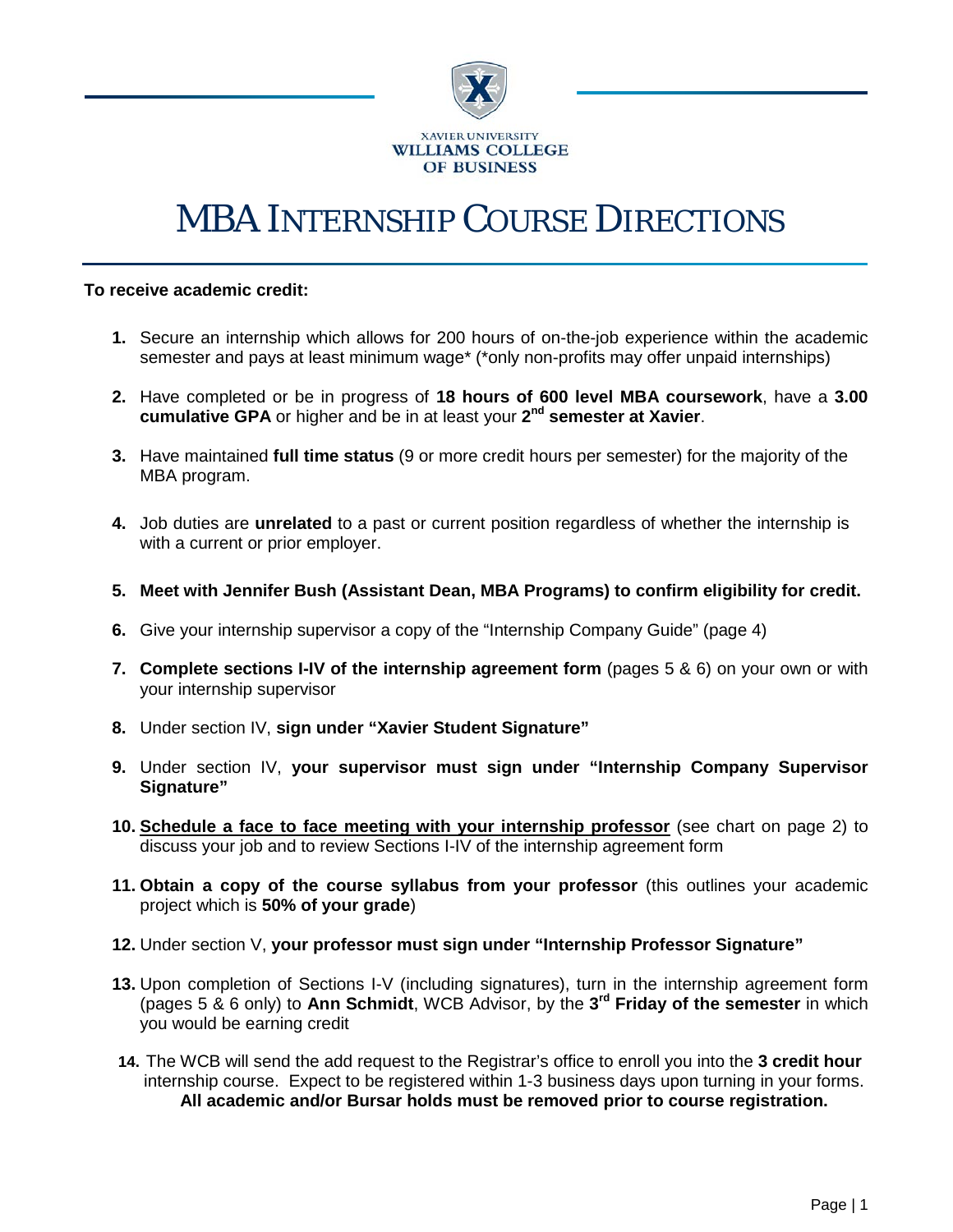XAVIER UNIVERSITY
WILLIAMS COLLEGE
OF BUSINESS

# MBA INTERNSHIP COURSE DIRECTIONS

**To receive academic credit:**

1. Secure an internship which allows for 200 hours of on-the-job experience within the academic semester and pays at least minimum wage* (*only non-profits may offer unpaid internships)

2. Have completed or be in progress of **18 hours of 600 level MBA coursework**, have a **3.00 cumulative GPA** or higher and be in at least your **2nd semester at Xavier**.

3. Have maintained **full time status** (9 or more credit hours per semester) for the majority of the MBA program.

4. Job duties are **unrelated** to a past or current position regardless of whether the internship is with a current or prior employer.

5. **Meet with Jennifer Bush (Assistant Dean, MBA Programs) to confirm eligibility for credit.**

6. Give your internship supervisor a copy of the "Internship Company Guide" (page 4)

7. **Complete sections I-IV of the internship agreement form** (pages 5 & 6) on your own or with your internship supervisor

8. Under section IV, **sign under "Xavier Student Signature"**

9. Under section IV, **your supervisor must sign under "Internship Company Supervisor Signature"**

10. **<u>Schedule a face to face meeting with your internship professor</u>** (see chart on page 2) to discuss your job and to review Sections I-IV of the internship agreement form

11. **Obtain a copy of the course syllabus from your professor** (this outlines your academic project which is **50% of your grade**)

12. Under section V, **your professor must sign under "Internship Professor Signature"**

13. Upon completion of Sections I-V (including signatures), turn in the internship agreement form (pages 5 & 6 only) to **Ann Schmidt**, WCB Advisor, by the **3rd Friday of the semester** in which you would be earning credit

14. The WCB will send the add request to the Registrar's office to enroll you into the **3 credit hour** internship course. Expect to be registered within 1-3 business days upon turning in your forms. **All academic and/or Bursar holds must be removed prior to course registration.**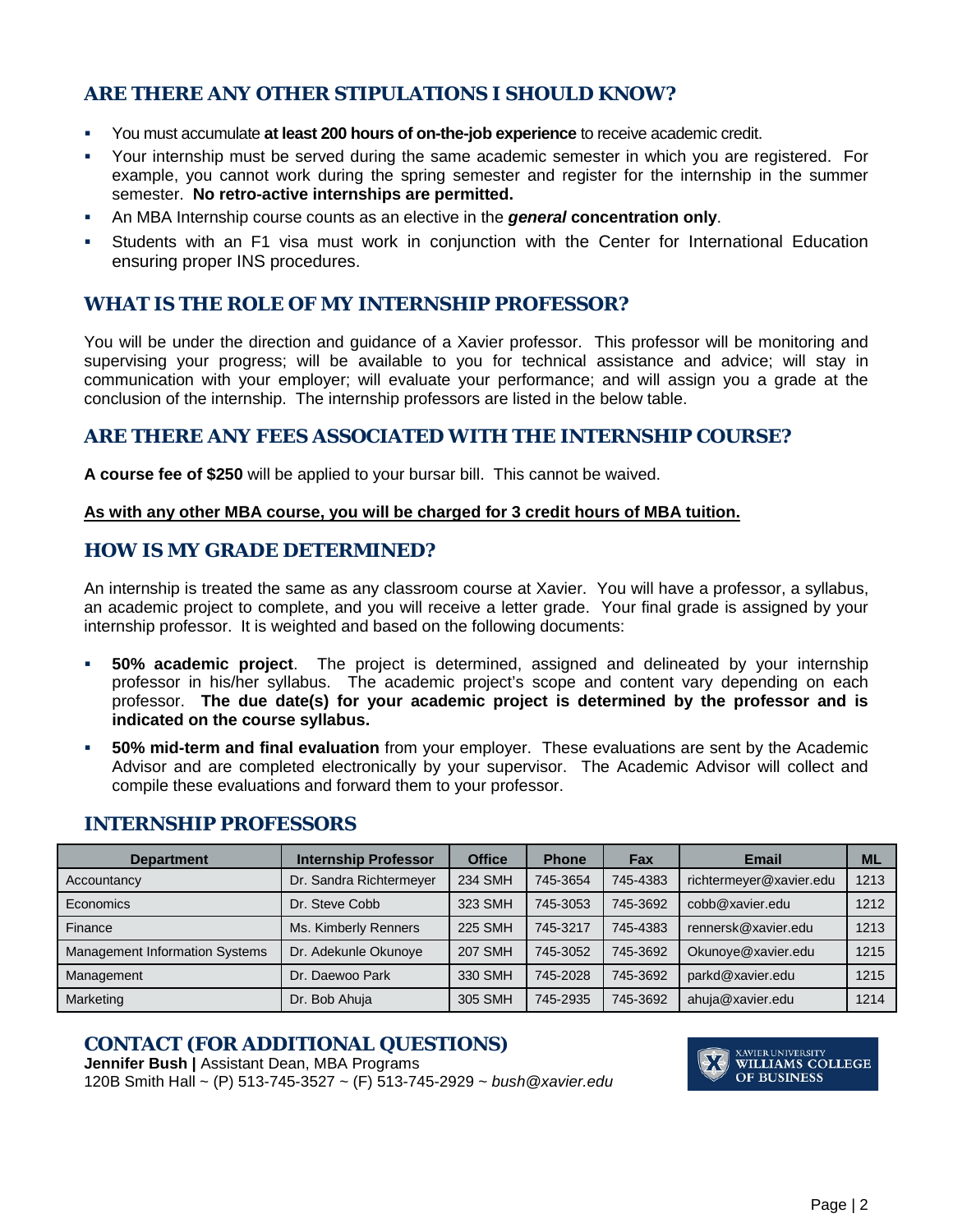## ARE THERE ANY OTHER STIPULATIONS I SHOULD KNOW?

- You must accumulate **at least 200 hours of on-the-job experience** to receive academic credit.
- Your internship must be served during the same academic semester in which you are registered. For example, you cannot work during the spring semester and register for the internship in the summer semester. **No retro-active internships are permitted.**
- An MBA Internship course counts as an elective in the ***general*** **concentration only**.
- Students with an F1 visa must work in conjunction with the Center for International Education ensuring proper INS procedures.

## WHAT IS THE ROLE OF MY INTERNSHIP PROFESSOR?

You will be under the direction and guidance of a Xavier professor. This professor will be monitoring and supervising your progress; will be available to you for technical assistance and advice; will stay in communication with your employer; will evaluate your performance; and will assign you a grade at the conclusion of the internship. The internship professors are listed in the below table.

## ARE THERE ANY FEES ASSOCIATED WITH THE INTERNSHIP COURSE?

**A course fee of $250** will be applied to your bursar bill. This cannot be waived.

**As with any other MBA course, you will be charged for 3 credit hours of MBA tuition.**

## HOW IS MY GRADE DETERMINED?

An internship is treated the same as any classroom course at Xavier. You will have a professor, a syllabus, an academic project to complete, and you will receive a letter grade. Your final grade is assigned by your internship professor. It is weighted and based on the following documents:

- **50% academic project**. The project is determined, assigned and delineated by your internship professor in his/her syllabus. The academic project's scope and content vary depending on each professor. **The due date(s) for your academic project is determined by the professor and is indicated on the course syllabus.**
- **50% mid-term and final evaluation** from your employer. These evaluations are sent by the Academic Advisor and are completed electronically by your supervisor. The Academic Advisor will collect and compile these evaluations and forward them to your professor.

## INTERNSHIP PROFESSORS

| Department | Internship Professor | Office | Phone | Fax | Email | ML |
|---|---|---|---|---|---|---|
| Accountancy | Dr. Sandra Richtermeyer | 234 SMH | 745-3654 | 745-4383 | richtermeyer@xavier.edu | 1213 |
| Economics | Dr. Steve Cobb | 323 SMH | 745-3053 | 745-3692 | cobb@xavier.edu | 1212 |
| Finance | Ms. Kimberly Renners | 225 SMH | 745-3217 | 745-4383 | rennersk@xavier.edu | 1213 |
| Management Information Systems | Dr. Adekunle Okunoye | 207 SMH | 745-3052 | 745-3692 | Okunoye@xavier.edu | 1215 |
| Management | Dr. Daewoo Park | 330 SMH | 745-2028 | 745-3692 | parkd@xavier.edu | 1215 |
| Marketing | Dr. Bob Ahuja | 305 SMH | 745-2935 | 745-3692 | ahuja@xavier.edu | 1214 |

## CONTACT (FOR ADDITIONAL QUESTIONS)

**Jennifer Bush |** Assistant Dean, MBA Programs
120B Smith Hall ~ (P) 513-745-3527 ~ (F) 513-745-2929 ~ *bush@xavier.edu*

XAVIER UNIVERSITY WILLIAMS COLLEGE OF BUSINESS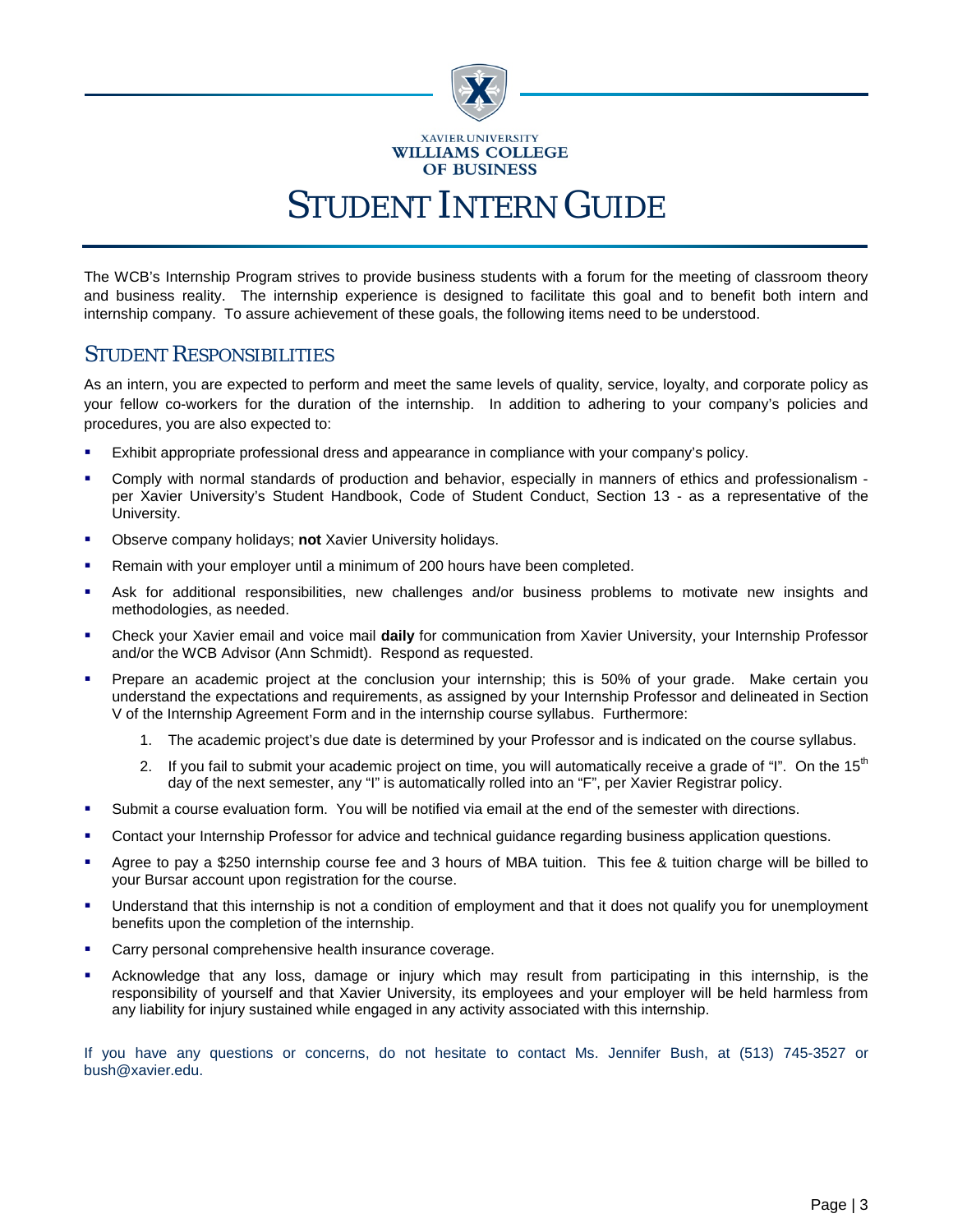XAVIER UNIVERSITY
WILLIAMS COLLEGE
OF BUSINESS

# STUDENT INTERN GUIDE

The WCB's Internship Program strives to provide business students with a forum for the meeting of classroom theory and business reality. The internship experience is designed to facilitate this goal and to benefit both intern and internship company. To assure achievement of these goals, the following items need to be understood.

## STUDENT RESPONSIBILITIES

As an intern, you are expected to perform and meet the same levels of quality, service, loyalty, and corporate policy as your fellow co-workers for the duration of the internship. In addition to adhering to your company's policies and procedures, you are also expected to:

- Exhibit appropriate professional dress and appearance in compliance with your company's policy.
- Comply with normal standards of production and behavior, especially in manners of ethics and professionalism - per Xavier University's Student Handbook, Code of Student Conduct, Section 13 - as a representative of the University.
- Observe company holidays; **not** Xavier University holidays.
- Remain with your employer until a minimum of 200 hours have been completed.
- Ask for additional responsibilities, new challenges and/or business problems to motivate new insights and methodologies, as needed.
- Check your Xavier email and voice mail **daily** for communication from Xavier University, your Internship Professor and/or the WCB Advisor (Ann Schmidt). Respond as requested.
- Prepare an academic project at the conclusion your internship; this is 50% of your grade. Make certain you understand the expectations and requirements, as assigned by your Internship Professor and delineated in Section V of the Internship Agreement Form and in the internship course syllabus. Furthermore:
    1. The academic project's due date is determined by your Professor and is indicated on the course syllabus.
    2. If you fail to submit your academic project on time, you will automatically receive a grade of "I". On the 15th day of the next semester, any "I" is automatically rolled into an "F", per Xavier Registrar policy.
- Submit a course evaluation form. You will be notified via email at the end of the semester with directions.
- Contact your Internship Professor for advice and technical guidance regarding business application questions.
- Agree to pay a $250 internship course fee and 3 hours of MBA tuition. This fee & tuition charge will be billed to your Bursar account upon registration for the course.
- Understand that this internship is not a condition of employment and that it does not qualify you for unemployment benefits upon the completion of the internship.
- Carry personal comprehensive health insurance coverage.
- Acknowledge that any loss, damage or injury which may result from participating in this internship, is the responsibility of yourself and that Xavier University, its employees and your employer will be held harmless from any liability for injury sustained while engaged in any activity associated with this internship.

If you have any questions or concerns, do not hesitate to contact Ms. Jennifer Bush, at (513) 745-3527 or bush@xavier.edu.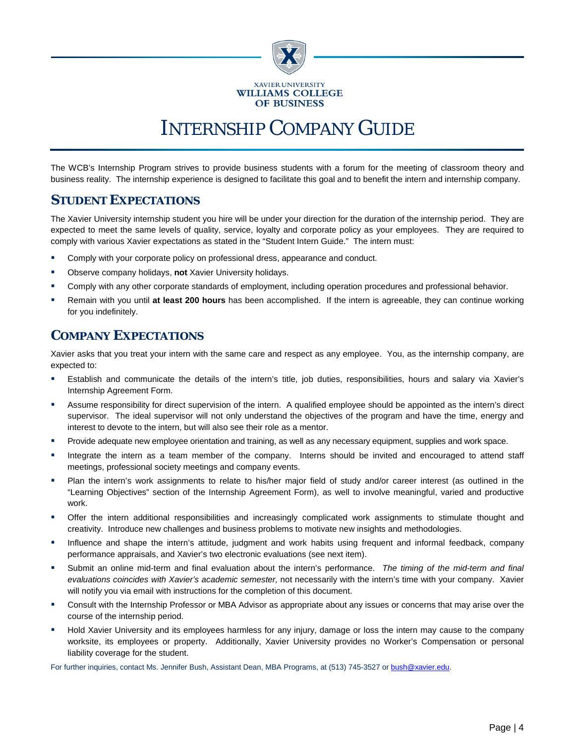XAVIER UNIVERSITY
WILLIAMS COLLEGE
OF BUSINESS

# INTERNSHIP COMPANY GUIDE

The WCB's Internship Program strives to provide business students with a forum for the meeting of classroom theory and business reality. The internship experience is designed to facilitate this goal and to benefit the intern and internship company.

## STUDENT EXPECTATIONS

The Xavier University internship student you hire will be under your direction for the duration of the internship period. They are expected to meet the same levels of quality, service, loyalty and corporate policy as your employees. They are required to comply with various Xavier expectations as stated in the "Student Intern Guide." The intern must:

- Comply with your corporate policy on professional dress, appearance and conduct.
- Observe company holidays, **not** Xavier University holidays.
- Comply with any other corporate standards of employment, including operation procedures and professional behavior.
- Remain with you until **at least 200 hours** has been accomplished. If the intern is agreeable, they can continue working for you indefinitely.

## COMPANY EXPECTATIONS

Xavier asks that you treat your intern with the same care and respect as any employee. You, as the internship company, are expected to:

- Establish and communicate the details of the intern's title, job duties, responsibilities, hours and salary via Xavier's Internship Agreement Form.
- Assume responsibility for direct supervision of the intern. A qualified employee should be appointed as the intern's direct supervisor. The ideal supervisor will not only understand the objectives of the program and have the time, energy and interest to devote to the intern, but will also see their role as a mentor.
- Provide adequate new employee orientation and training, as well as any necessary equipment, supplies and work space.
- Integrate the intern as a team member of the company. Interns should be invited and encouraged to attend staff meetings, professional society meetings and company events.
- Plan the intern's work assignments to relate to his/her major field of study and/or career interest (as outlined in the "Learning Objectives" section of the Internship Agreement Form), as well to involve meaningful, varied and productive work.
- Offer the intern additional responsibilities and increasingly complicated work assignments to stimulate thought and creativity. Introduce new challenges and business problems to motivate new insights and methodologies.
- Influence and shape the intern's attitude, judgment and work habits using frequent and informal feedback, company performance appraisals, and Xavier's two electronic evaluations (see next item).
- Submit an online mid-term and final evaluation about the intern's performance. *The timing of the mid-term and final evaluations coincides with Xavier's academic semester,* not necessarily with the intern's time with your company. Xavier will notify you via email with instructions for the completion of this document.
- Consult with the Internship Professor or MBA Advisor as appropriate about any issues or concerns that may arise over the course of the internship period.
- Hold Xavier University and its employees harmless for any injury, damage or loss the intern may cause to the company worksite, its employees or property. Additionally, Xavier University provides no Worker's Compensation or personal liability coverage for the student.

For further inquiries, contact Ms. Jennifer Bush, Assistant Dean, MBA Programs, at (513) 745-3527 or bush@xavier.edu.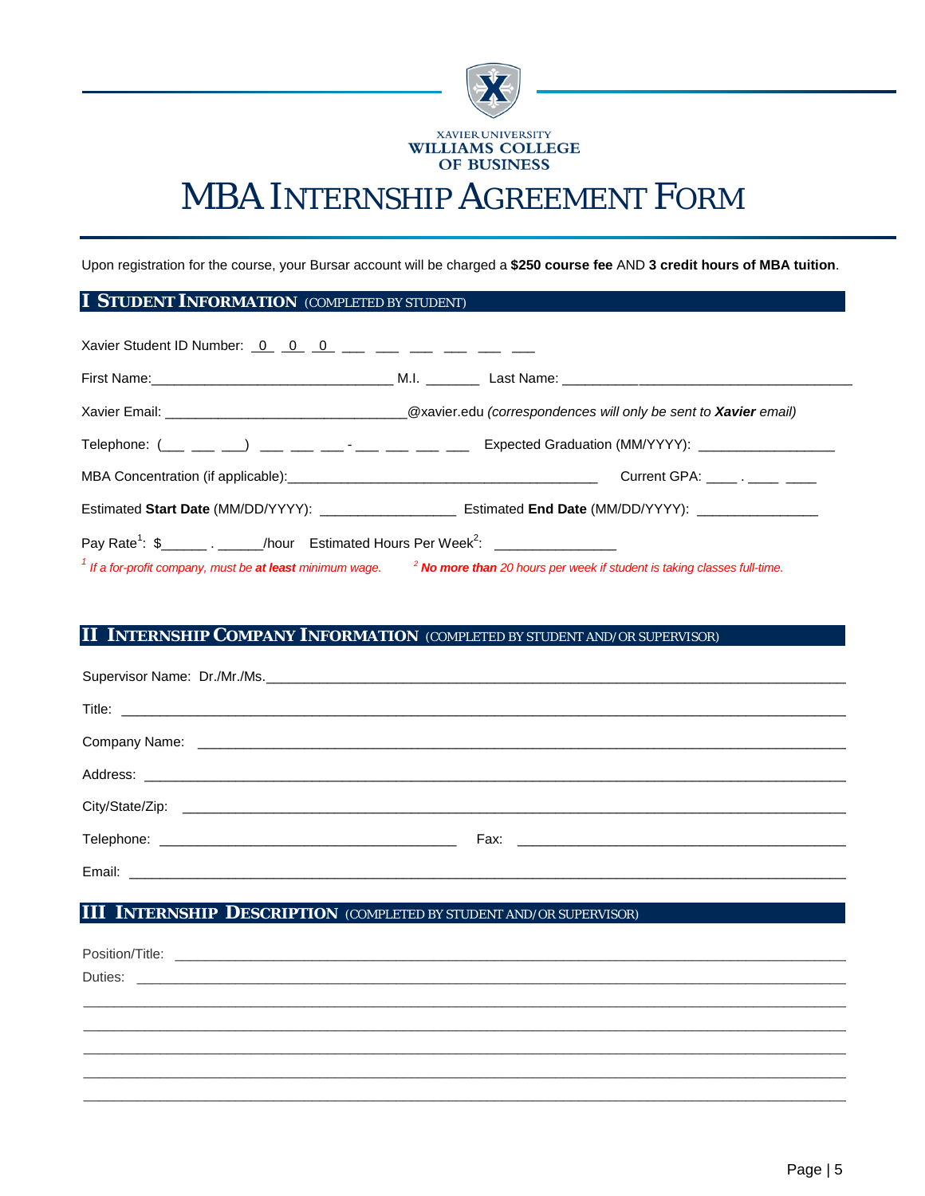XAVIER UNIVERSITY
WILLIAMS COLLEGE
OF BUSINESS

# MBA INTERNSHIP AGREEMENT FORM

Upon registration for the course, your Bursar account will be charged a **$250 course fee** AND **3 credit hours of MBA tuition**.

## I STUDENT INFORMATION (COMPLETED BY STUDENT)

Xavier Student ID Number: 0 0 0 ___ ___ ___ ___ ___ ___

First Name:_______________________________ M.I. _______ Last Name: _____________________________________

Xavier Email: _______________________________@xavier.edu *(correspondences will only be sent to **Xavier** email)*

Telephone: (___ ___ ___) ___ ___ ___ - ___ ___ ___ ___ Expected Graduation (MM/YYYY): _________________

MBA Concentration (if applicable):_________________________________________ Current GPA: ____ . ____ ____

Estimated **Start Date** (MM/DD/YYYY): _________________ Estimated **End Date** (MM/DD/YYYY): _______________

Pay Rate[1]: $______ . ______/hour Estimated Hours Per Week[2]: _______________

[1] *If a for-profit company, must be **at least** minimum wage.* [2] ***No more than** 20 hours per week if student is taking classes full-time.*

## II INTERNSHIP COMPANY INFORMATION (COMPLETED BY STUDENT AND/OR SUPERVISOR)

Supervisor Name: Dr./Mr./Ms.______________________________________________________________________

Title: ______________________________________________________________________________________

Company Name: ______________________________________________________________________________

Address: ____________________________________________________________________________________

City/State/Zip: _______________________________________________________________________________

Telephone: _______________________________________ Fax: ___________________________________________

Email: ______________________________________________________________________________________

## III INTERNSHIP DESCRIPTION (COMPLETED BY STUDENT AND/OR SUPERVISOR)

Position/Title: ________________________________________________________________________________

Duties: ______________________________________________________________________________________

_____________________________________________________________________________________________

_____________________________________________________________________________________________

_____________________________________________________________________________________________

_____________________________________________________________________________________________

_____________________________________________________________________________________________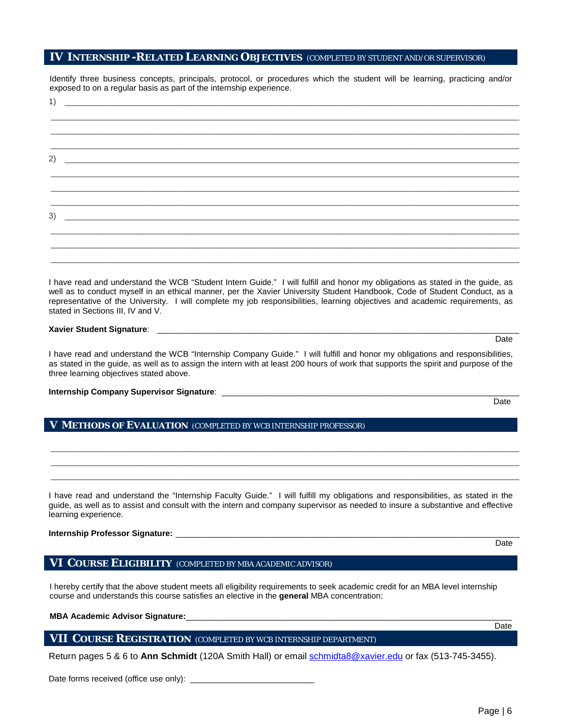## IV INTERNSHIP -RELATED LEARNING OBJECTIVES (COMPLETED BY STUDENT AND/OR SUPERVISOR)

Identify three business concepts, principals, protocol, or procedures which the student will be learning, practicing and/or exposed to on a regular basis as part of the internship experience.

1) ____________________________________________________________________________

____________________________________________________________________________

____________________________________________________________________________

____________________________________________________________________________

2) ____________________________________________________________________________

____________________________________________________________________________

____________________________________________________________________________

____________________________________________________________________________

3) ____________________________________________________________________________

____________________________________________________________________________

____________________________________________________________________________

____________________________________________________________________________

I have read and understand the WCB "Student Intern Guide." I will fulfill and honor my obligations as stated in the guide, as well as to conduct myself in an ethical manner, per the Xavier University Student Handbook, Code of Student Conduct, as a representative of the University. I will complete my job responsibilities, learning objectives and academic requirements, as stated in Sections III, IV and V.

**Xavier Student Signature**: ____________________________________________________________

Date

I have read and understand the WCB "Internship Company Guide." I will fulfill and honor my obligations and responsibilities, as stated in the guide, as well as to assign the intern with at least 200 hours of work that supports the spirit and purpose of the three learning objectives stated above.

**Internship Company Supervisor Signature**: ____________________________________________________

Date

## V METHODS OF EVALUATION (COMPLETED BY WCB INTERNSHIP PROFESSOR)

____________________________________________________________________________

____________________________________________________________________________

____________________________________________________________________________

I have read and understand the "Internship Faculty Guide." I will fulfill my obligations and responsibilities, as stated in the guide, as well as to assist and consult with the intern and company supervisor as needed to insure a substantive and effective learning experience.

**Internship Professor Signature:** ____________________________________________________________

Date

## VI COURSE ELIGIBILITY (COMPLETED BY MBA ACADEMIC ADVISOR)

I hereby certify that the above student meets all eligibility requirements to seek academic credit for an MBA level internship course and understands this course satisfies an elective in the **general** MBA concentration:

**MBA Academic Advisor Signature:**____________________________________________________________

Date

## VII COURSE REGISTRATION (COMPLETED BY WCB INTERNSHIP DEPARTMENT)

Return pages 5 & 6 to **Ann Schmidt** (120A Smith Hall) or email schmidta8@xavier.edu or fax (513-745-3455).

Date forms received (office use only): ___________________________